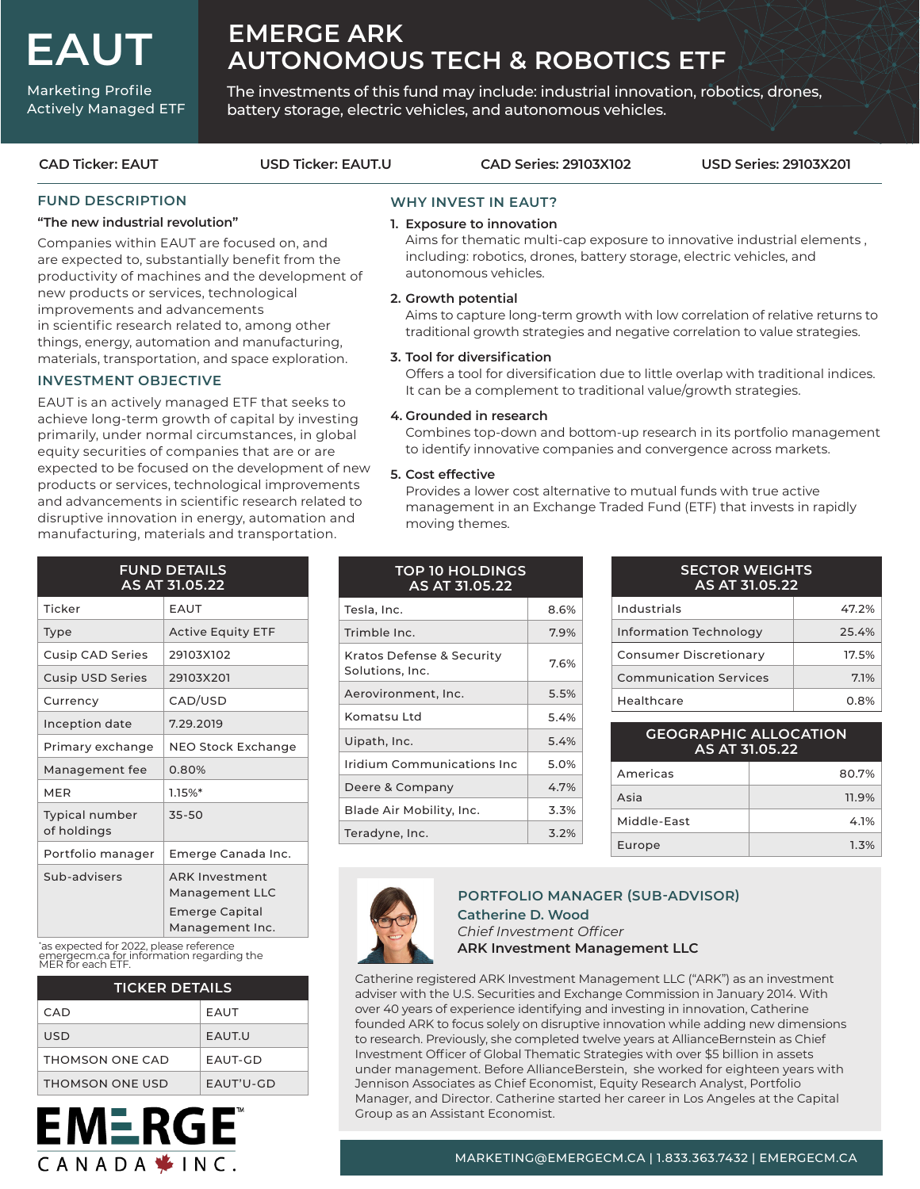# EAUT

Marketing Profile
Actively Managed ETF

# EMERGE ARK AUTONOMOUS TECH & ROBOTICS ETF

The investments of this fund may include: industrial innovation, robotics, drones, battery storage, electric vehicles, and autonomous vehicles.

**CAD Ticker: EAUT** | **USD Ticker: EAUT.U** | **CAD Series: 29103X102** | **USD Series: 29103X201**

## FUND DESCRIPTION

**"The new industrial revolution"**

Companies within EAUT are focused on, and are expected to, substantially benefit from the productivity of machines and the development of new products or services, technological improvements and advancements in scientific research related to, among other things, energy, automation and manufacturing, materials, transportation, and space exploration.

## INVESTMENT OBJECTIVE

EAUT is an actively managed ETF that seeks to achieve long-term growth of capital by investing primarily, under normal circumstances, in global equity securities of companies that are or are expected to be focused on the development of new products or services, technological improvements and advancements in scientific research related to disruptive innovation in energy, automation and manufacturing, materials and transportation.

## WHY INVEST IN EAUT?

1. **Exposure to innovation**
   Aims for thematic multi-cap exposure to innovative industrial elements , including: robotics, drones, battery storage, electric vehicles, and autonomous vehicles.
2. **Growth potential**
   Aims to capture long-term growth with low correlation of relative returns to traditional growth strategies and negative correlation to value strategies.
3. **Tool for diversification**
   Offers a tool for diversification due to little overlap with traditional indices. It can be a complement to traditional value/growth strategies.
4. **Grounded in research**
   Combines top-down and bottom-up research in its portfolio management to identify innovative companies and convergence across markets.
5. **Cost effective**
   Provides a lower cost alternative to mutual funds with true active management in an Exchange Traded Fund (ETF) that invests in rapidly moving themes.

| FUND DETAILS AS AT 31.05.22 | |
|---|---|
| Ticker | EAUT |
| Type | Active Equity ETF |
| Cusip CAD Series | 29103X102 |
| Cusip USD Series | 29103X201 |
| Currency | CAD/USD |
| Inception date | 7.29.2019 |
| Primary exchange | NEO Stock Exchange |
| Management fee | 0.80% |
| MER | 1.15%* |
| Typical number of holdings | 35-50 |
| Portfolio manager | Emerge Canada Inc. |
| Sub-advisers | ARK Investment Management LLC<br>Emerge Capital Management Inc. |

*as expected for 2022, please reference emergecm.ca for information regarding the MER for each ETF.

| TICKER DETAILS | |
|---|---|
| CAD | EAUT |
| USD | EAUT.U |
| THOMSON ONE CAD | EAUT-GD |
| THOMSON ONE USD | EAUT'U-GD |

| TOP 10 HOLDINGS AS AT 31.05.22 | |
|---|---|
| Tesla, Inc. | 8.6% |
| Trimble Inc. | 7.9% |
| Kratos Defense & Security Solutions, Inc. | 7.6% |
| Aerovironment, Inc. | 5.5% |
| Komatsu Ltd | 5.4% |
| Uipath, Inc. | 5.4% |
| Iridium Communications Inc | 5.0% |
| Deere & Company | 4.7% |
| Blade Air Mobility, Inc. | 3.3% |
| Teradyne, Inc. | 3.2% |

| SECTOR WEIGHTS AS AT 31.05.22 | |
|---|---|
| Industrials | 47.2% |
| Information Technology | 25.4% |
| Consumer Discretionary | 17.5% |
| Communication Services | 7.1% |
| Healthcare | 0.8% |

| GEOGRAPHIC ALLOCATION AS AT 31.05.22 | |
|---|---|
| Americas | 80.7% |
| Asia | 11.9% |
| Middle-East | 4.1% |
| Europe | 1.3% |

## PORTFOLIO MANAGER (SUB-ADVISOR)

**Catherine D. Wood**
*Chief Investment Officer*
**ARK Investment Management LLC**

Catherine registered ARK Investment Management LLC ("ARK") as an investment adviser with the U.S. Securities and Exchange Commission in January 2014. With over 40 years of experience identifying and investing in innovation, Catherine founded ARK to focus solely on disruptive innovation while adding new dimensions to research. Previously, she completed twelve years at AllianceBernstein as Chief Investment Officer of Global Thematic Strategies with over $5 billion in assets under management. Before AllianceBerstein, she worked for eighteen years with Jennison Associates as Chief Economist, Equity Research Analyst, Portfolio Manager, and Director. Catherine started her career in Los Angeles at the Capital Group as an Assistant Economist.

EMERGE CANADA INC.

MARKETING@EMERGECM.CA | 1.833.363.7432 | EMERGECM.CA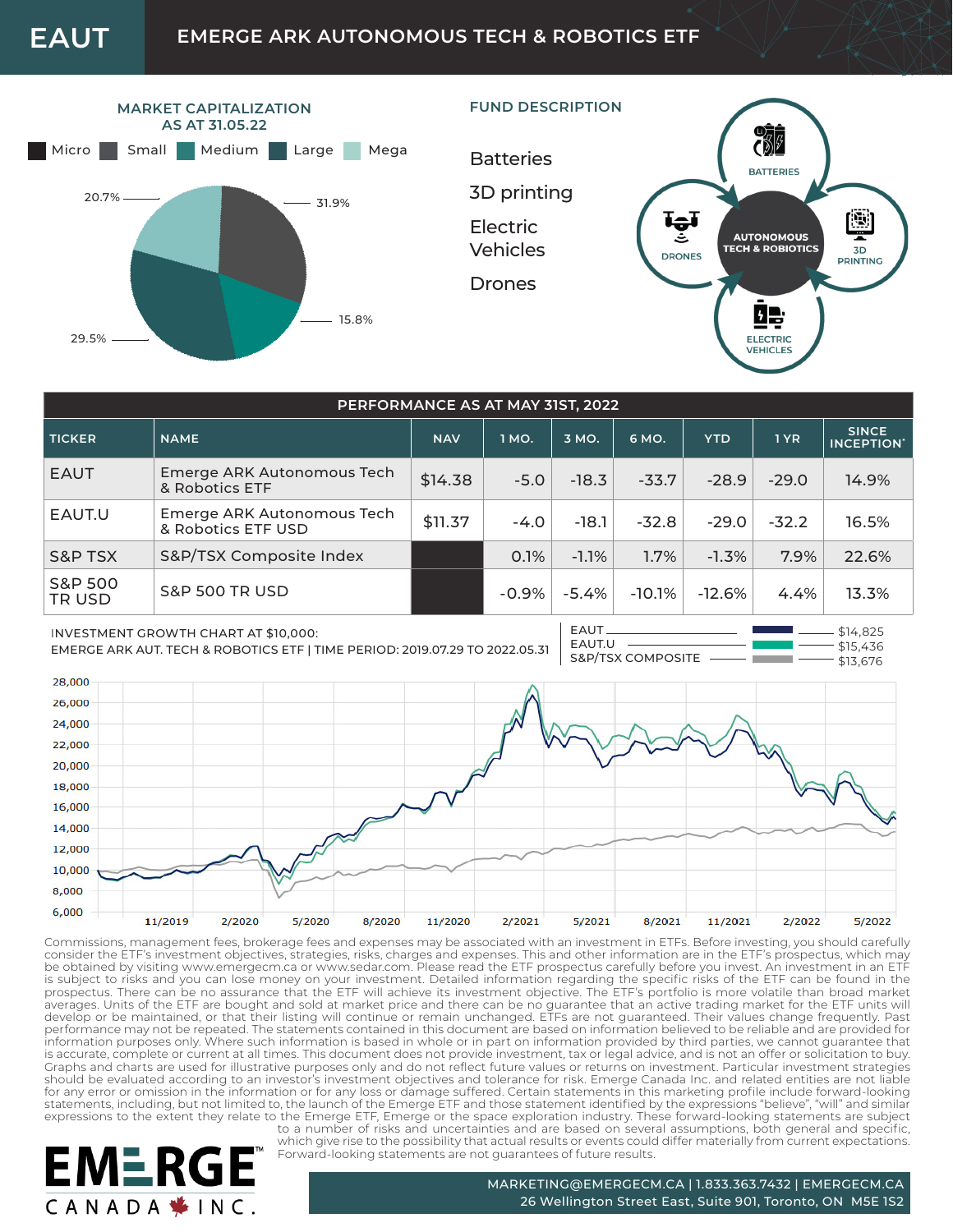# EAUT — EMERGE ARK AUTONOMOUS TECH & ROBOTICS ETF

## MARKET CAPITALIZATION AS AT 31.05.22

Micro Small Medium Large Mega

20.7%
31.9%
15.8%
29.5%

## FUND DESCRIPTION

Batteries

3D printing

Electric Vehicles

Drones

AUTONOMOUS TECH & ROBIOTICS

BATTERIES

3D PRINTING

ELECTRIC VEHICLES

DRONES

## PERFORMANCE AS AT MAY 31ST, 2022

| TICKER | NAME | NAV | 1 MO. | 3 MO. | 6 MO. | YTD | 1 YR | SINCE INCEPTION* |
|---|---|---|---|---|---|---|---|---|
| EAUT | Emerge ARK Autonomous Tech & Robotics ETF | $14.38 | -5.0 | -18.3 | -33.7 | -28.9 | -29.0 | 14.9% |
| EAUT.U | Emerge ARK Autonomous Tech & Robotics ETF USD | $11.37 | -4.0 | -18.1 | -32.8 | -29.0 | -32.2 | 16.5% |
| S&P TSX | S&P/TSX Composite Index | | 0.1% | -1.1% | 1.7% | -1.3% | 7.9% | 22.6% |
| S&P 500 TR USD | S&P 500 TR USD | | -0.9% | -5.4% | -10.1% | -12.6% | 4.4% | 13.3% |

INVESTMENT GROWTH CHART AT $10,000:
EMERGE ARK AUT. TECH & ROBOTICS ETF | TIME PERIOD: 2019.07.29 TO 2022.05.31

EAUT — $14,825
EAUT.U — $15,436
S&P/TSX COMPOSITE — $13,676

28,000
26,000
24,000
22,000
20,000
18,000
16,000
14,000
12,000
10,000
8,000
6,000

11/2019 2/2020 5/2020 8/2020 11/2020 2/2021 5/2021 8/2021 11/2021 2/2022 5/2022

Commissions, management fees, brokerage fees and expenses may be associated with an investment in ETFs. Before investing, you should carefully consider the ETF's investment objectives, strategies, risks, charges and expenses. This and other information are in the ETF's prospectus, which may be obtained by visiting www.emergecm.ca or www.sedar.com. Please read the ETF prospectus carefully before you invest. An investment in an ETF is subject to risks and you can lose money on your investment. Detailed information regarding the specific risks of the ETF can be found in the prospectus. There can be no assurance that the ETF will achieve its investment objective. The ETF's portfolio is more volatile than broad market averages. Units of the ETF are bought and sold at market price and there can be no guarantee that an active trading market for the ETF units will develop or be maintained, or that their listing will continue or remain unchanged. ETFs are not guaranteed. Their values change frequently. Past performance may not be repeated. The statements contained in this document are based on information believed to be reliable and are provided for information purposes only. Where such information is based in whole or in part on information provided by third parties, we cannot guarantee that it is accurate, complete or current at all times. This document does not provide investment, tax or legal advice, and is not an offer or solicitation to buy. Graphs and charts are used for illustrative purposes only and do not reflect future values or returns on investment. Particular investment strategies should be evaluated according to an investor's investment objectives and tolerance for risk. Emerge Canada Inc. and related entities are not liable for any error or omission in the information or for any loss or damage suffered. Certain statements in this marketing profile include forward-looking statements, including, but not limited to, the launch of the Emerge ETF and those statement identified by the expressions "believe", "will" and similar expressions to the extent they relate to the Emerge ETF, Emerge or the space exploration industry. These forward-looking statements are subject to a number of risks and uncertainties and are based on several assumptions, both general and specific, which give rise to the possibility that actual results or events could differ materially from current expectations. Forward-looking statements are not guarantees of future results.

EMERGE CANADA INC.

MARKETING@EMERGECM.CA | 1.833.363.7432 | EMERGECM.CA
26 Wellington Street East, Suite 901, Toronto, ON M5E 1S2